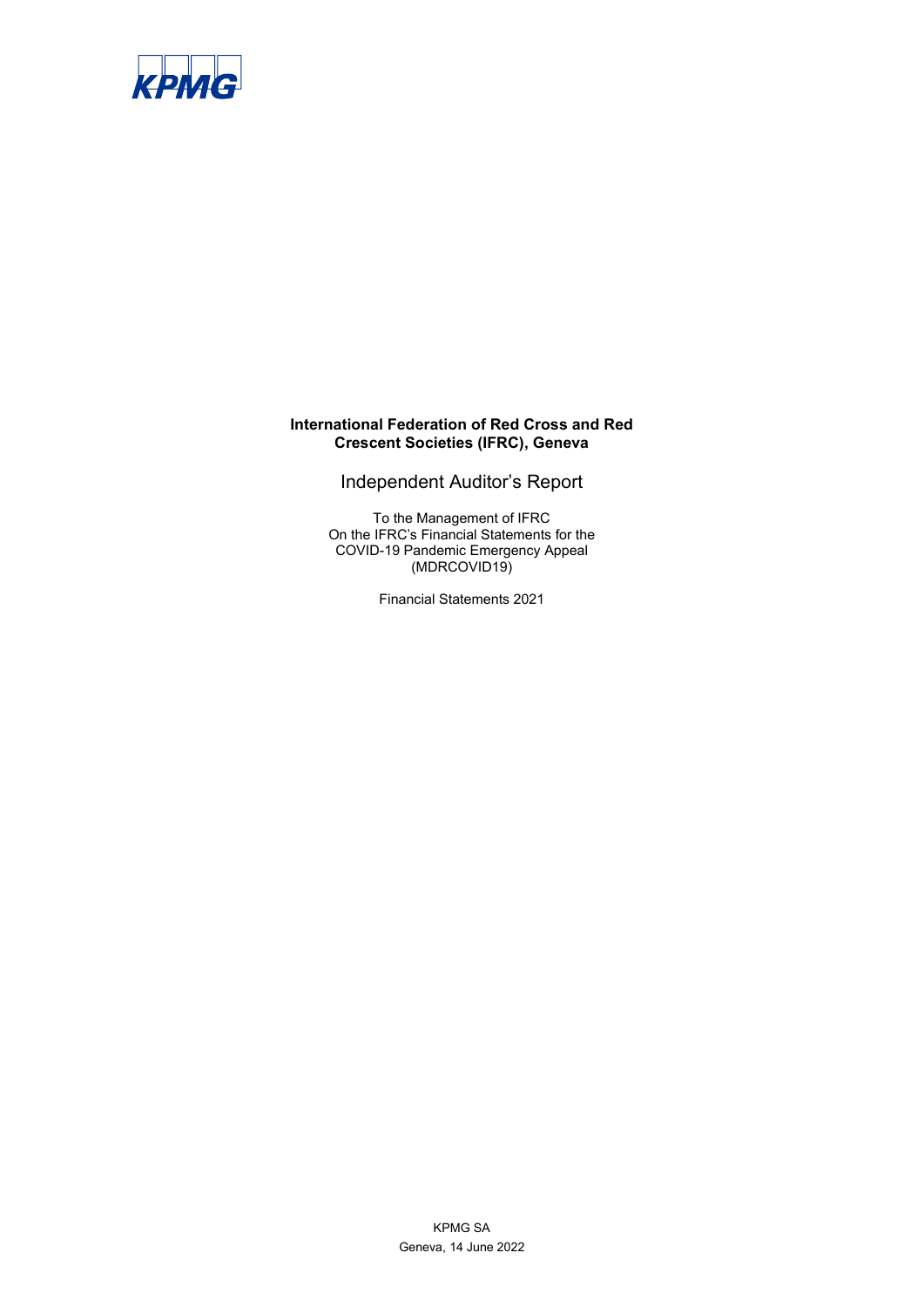KPMG

**International Federation of Red Cross and Red Crescent Societies (IFRC), Geneva**

# Independent Auditor's Report

To the Management of IFRC
On the IFRC's Financial Statements for the COVID-19 Pandemic Emergency Appeal (MDRCOVID19)

Financial Statements 2021

KPMG SA
Geneva, 14 June 2022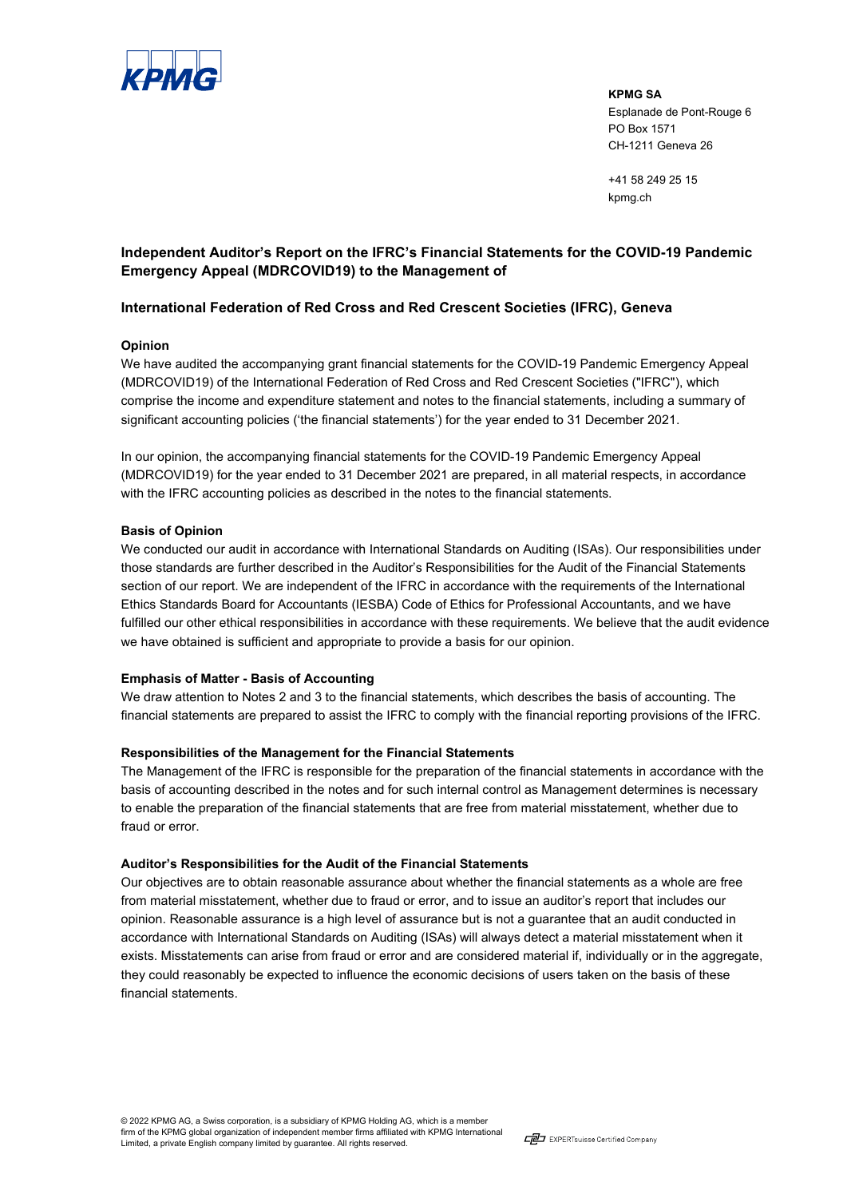KPMG SA
Esplanade de Pont-Rouge 6
PO Box 1571
CH-1211 Geneva 26

+41 58 249 25 15
kpmg.ch

## Independent Auditor's Report on the IFRC's Financial Statements for the COVID-19 Pandemic Emergency Appeal (MDRCOVID19) to the Management of

## International Federation of Red Cross and Red Crescent Societies (IFRC), Geneva

### Opinion

We have audited the accompanying grant financial statements for the COVID-19 Pandemic Emergency Appeal (MDRCOVID19) of the International Federation of Red Cross and Red Crescent Societies ("IFRC"), which comprise the income and expenditure statement and notes to the financial statements, including a summary of significant accounting policies ('the financial statements') for the year ended to 31 December 2021.

In our opinion, the accompanying financial statements for the COVID-19 Pandemic Emergency Appeal (MDRCOVID19) for the year ended to 31 December 2021 are prepared, in all material respects, in accordance with the IFRC accounting policies as described in the notes to the financial statements.

### Basis of Opinion

We conducted our audit in accordance with International Standards on Auditing (ISAs). Our responsibilities under those standards are further described in the Auditor's Responsibilities for the Audit of the Financial Statements section of our report. We are independent of the IFRC in accordance with the requirements of the International Ethics Standards Board for Accountants (IESBA) Code of Ethics for Professional Accountants, and we have fulfilled our other ethical responsibilities in accordance with these requirements. We believe that the audit evidence we have obtained is sufficient and appropriate to provide a basis for our opinion.

### Emphasis of Matter - Basis of Accounting

We draw attention to Notes 2 and 3 to the financial statements, which describes the basis of accounting. The financial statements are prepared to assist the IFRC to comply with the financial reporting provisions of the IFRC.

### Responsibilities of the Management for the Financial Statements

The Management of the IFRC is responsible for the preparation of the financial statements in accordance with the basis of accounting described in the notes and for such internal control as Management determines is necessary to enable the preparation of the financial statements that are free from material misstatement, whether due to fraud or error.

### Auditor's Responsibilities for the Audit of the Financial Statements

Our objectives are to obtain reasonable assurance about whether the financial statements as a whole are free from material misstatement, whether due to fraud or error, and to issue an auditor's report that includes our opinion. Reasonable assurance is a high level of assurance but is not a guarantee that an audit conducted in accordance with International Standards on Auditing (ISAs) will always detect a material misstatement when it exists. Misstatements can arise from fraud or error and are considered material if, individually or in the aggregate, they could reasonably be expected to influence the economic decisions of users taken on the basis of these financial statements.

© 2022 KPMG AG, a Swiss corporation, is a subsidiary of KPMG Holding AG, which is a member firm of the KPMG global organization of independent member firms affiliated with KPMG International Limited, a private English company limited by guarantee. All rights reserved.

EXPERTsuisse Certified Company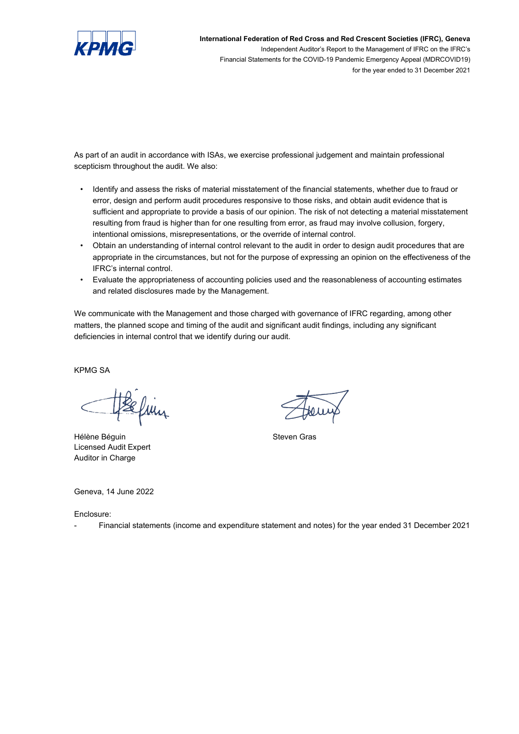As part of an audit in accordance with ISAs, we exercise professional judgement and maintain professional scepticism throughout the audit. We also:

- Identify and assess the risks of material misstatement of the financial statements, whether due to fraud or error, design and perform audit procedures responsive to those risks, and obtain audit evidence that is sufficient and appropriate to provide a basis of our opinion. The risk of not detecting a material misstatement resulting from fraud is higher than for one resulting from error, as fraud may involve collusion, forgery, intentional omissions, misrepresentations, or the override of internal control.
- Obtain an understanding of internal control relevant to the audit in order to design audit procedures that are appropriate in the circumstances, but not for the purpose of expressing an opinion on the effectiveness of the IFRC's internal control.
- Evaluate the appropriateness of accounting policies used and the reasonableness of accounting estimates and related disclosures made by the Management.

We communicate with the Management and those charged with governance of IFRC regarding, among other matters, the planned scope and timing of the audit and significant audit findings, including any significant deficiencies in internal control that we identify during our audit.

KPMG SA

Hélène Béguin
Licensed Audit Expert
Auditor in Charge

Steven Gras

Geneva, 14 June 2022

Enclosure:

- Financial statements (income and expenditure statement and notes) for the year ended 31 December 2021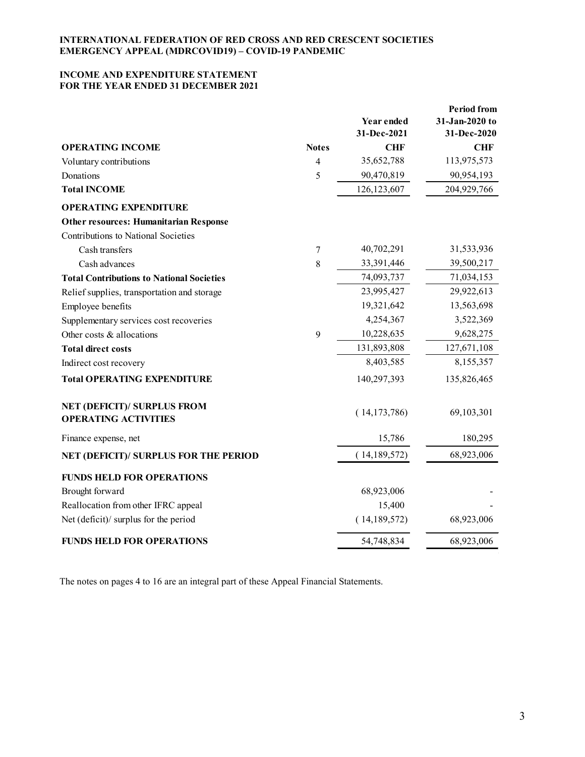**INTERNATIONAL FEDERATION OF RED CROSS AND RED CRESCENT SOCIETIES**
**EMERGENCY APPEAL (MDRCOVID19) – COVID-19 PANDEMIC**

**INCOME AND EXPENDITURE STATEMENT**
**FOR THE YEAR ENDED 31 DECEMBER 2021**

| | | Year ended 31-Dec-2021 | Period from 31-Jan-2020 to 31-Dec-2020 |
|---|---|---|---|
| **OPERATING INCOME** | **Notes** | **CHF** | **CHF** |
| Voluntary contributions | 4 | 35,652,788 | 113,975,573 |
| Donations | 5 | 90,470,819 | 90,954,193 |
| **Total INCOME** | | 126,123,607 | 204,929,766 |
| **OPERATING EXPENDITURE** | | | |
| **Other resources: Humanitarian Response** | | | |
| Contributions to National Societies | | | |
| Cash transfers | 7 | 40,702,291 | 31,533,936 |
| Cash advances | 8 | 33,391,446 | 39,500,217 |
| **Total Contributions to National Societies** | | 74,093,737 | 71,034,153 |
| Relief supplies, transportation and storage | | 23,995,427 | 29,922,613 |
| Employee benefits | | 19,321,642 | 13,563,698 |
| Supplementary services cost recoveries | | 4,254,367 | 3,522,369 |
| Other costs & allocations | 9 | 10,228,635 | 9,628,275 |
| **Total direct costs** | | 131,893,808 | 127,671,108 |
| Indirect cost recovery | | 8,403,585 | 8,155,357 |
| **Total OPERATING EXPENDITURE** | | 140,297,393 | 135,826,465 |
| **NET (DEFICIT)/ SURPLUS FROM OPERATING ACTIVITIES** | | ( 14,173,786) | 69,103,301 |
| Finance expense, net | | 15,786 | 180,295 |
| **NET (DEFICIT)/ SURPLUS FOR THE PERIOD** | | ( 14,189,572) | 68,923,006 |
| **FUNDS HELD FOR OPERATIONS** | | | |
| Brought forward | | 68,923,006 | - |
| Reallocation from other IFRC appeal | | 15,400 | - |
| Net (deficit)/ surplus for the period | | ( 14,189,572) | 68,923,006 |
| **FUNDS HELD FOR OPERATIONS** | | 54,748,834 | 68,923,006 |

The notes on pages 4 to 16 are an integral part of these Appeal Financial Statements.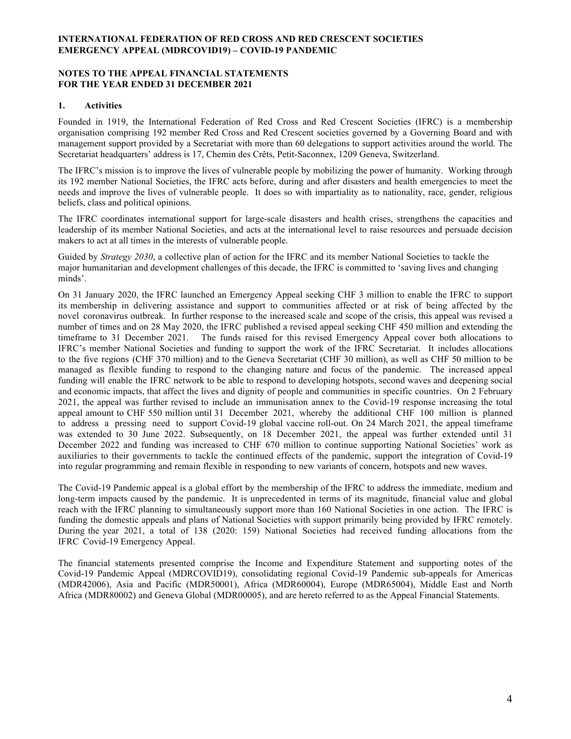**INTERNATIONAL FEDERATION OF RED CROSS AND RED CRESCENT SOCIETIES**
**EMERGENCY APPEAL (MDRCOVID19) – COVID-19 PANDEMIC**

**NOTES TO THE APPEAL FINANCIAL STATEMENTS**
**FOR THE YEAR ENDED 31 DECEMBER 2021**

## 1. Activities

Founded in 1919, the International Federation of Red Cross and Red Crescent Societies (IFRC) is a membership organisation comprising 192 member Red Cross and Red Crescent societies governed by a Governing Board and with management support provided by a Secretariat with more than 60 delegations to support activities around the world. The Secretariat headquarters' address is 17, Chemin des Crêts, Petit-Saconnex, 1209 Geneva, Switzerland.

The IFRC's mission is to improve the lives of vulnerable people by mobilizing the power of humanity. Working through its 192 member National Societies, the IFRC acts before, during and after disasters and health emergencies to meet the needs and improve the lives of vulnerable people. It does so with impartiality as to nationality, race, gender, religious beliefs, class and political opinions.

The IFRC coordinates international support for large-scale disasters and health crises, strengthens the capacities and leadership of its member National Societies, and acts at the international level to raise resources and persuade decision makers to act at all times in the interests of vulnerable people.

Guided by *Strategy 2030*, a collective plan of action for the IFRC and its member National Societies to tackle the major humanitarian and development challenges of this decade, the IFRC is committed to 'saving lives and changing minds'.

On 31 January 2020, the IFRC launched an Emergency Appeal seeking CHF 3 million to enable the IFRC to support its membership in delivering assistance and support to communities affected or at risk of being affected by the novel coronavirus outbreak. In further response to the increased scale and scope of the crisis, this appeal was revised a number of times and on 28 May 2020, the IFRC published a revised appeal seeking CHF 450 million and extending the timeframe to 31 December 2021. The funds raised for this revised Emergency Appeal cover both allocations to IFRC's member National Societies and funding to support the work of the IFRC Secretariat. It includes allocations to the five regions (CHF 370 million) and to the Geneva Secretariat (CHF 30 million), as well as CHF 50 million to be managed as flexible funding to respond to the changing nature and focus of the pandemic. The increased appeal funding will enable the IFRC network to be able to respond to developing hotspots, second waves and deepening social and economic impacts, that affect the lives and dignity of people and communities in specific countries. On 2 February 2021, the appeal was further revised to include an immunisation annex to the Covid-19 response increasing the total appeal amount to CHF 550 million until 31 December 2021, whereby the additional CHF 100 million is planned to address a pressing need to support Covid-19 global vaccine roll-out. On 24 March 2021, the appeal timeframe was extended to 30 June 2022. Subsequently, on 18 December 2021, the appeal was further extended until 31 December 2022 and funding was increased to CHF 670 million to continue supporting National Societies' work as auxiliaries to their governments to tackle the continued effects of the pandemic, support the integration of Covid-19 into regular programming and remain flexible in responding to new variants of concern, hotspots and new waves.

The Covid-19 Pandemic appeal is a global effort by the membership of the IFRC to address the immediate, medium and long-term impacts caused by the pandemic. It is unprecedented in terms of its magnitude, financial value and global reach with the IFRC planning to simultaneously support more than 160 National Societies in one action. The IFRC is funding the domestic appeals and plans of National Societies with support primarily being provided by IFRC remotely. During the year 2021, a total of 138 (2020: 159) National Societies had received funding allocations from the IFRC Covid-19 Emergency Appeal.

The financial statements presented comprise the Income and Expenditure Statement and supporting notes of the Covid-19 Pandemic Appeal (MDRCOVID19), consolidating regional Covid-19 Pandemic sub-appeals for Americas (MDR42006), Asia and Pacific (MDR50001), Africa (MDR60004), Europe (MDR65004), Middle East and North Africa (MDR80002) and Geneva Global (MDR00005), and are hereto referred to as the Appeal Financial Statements.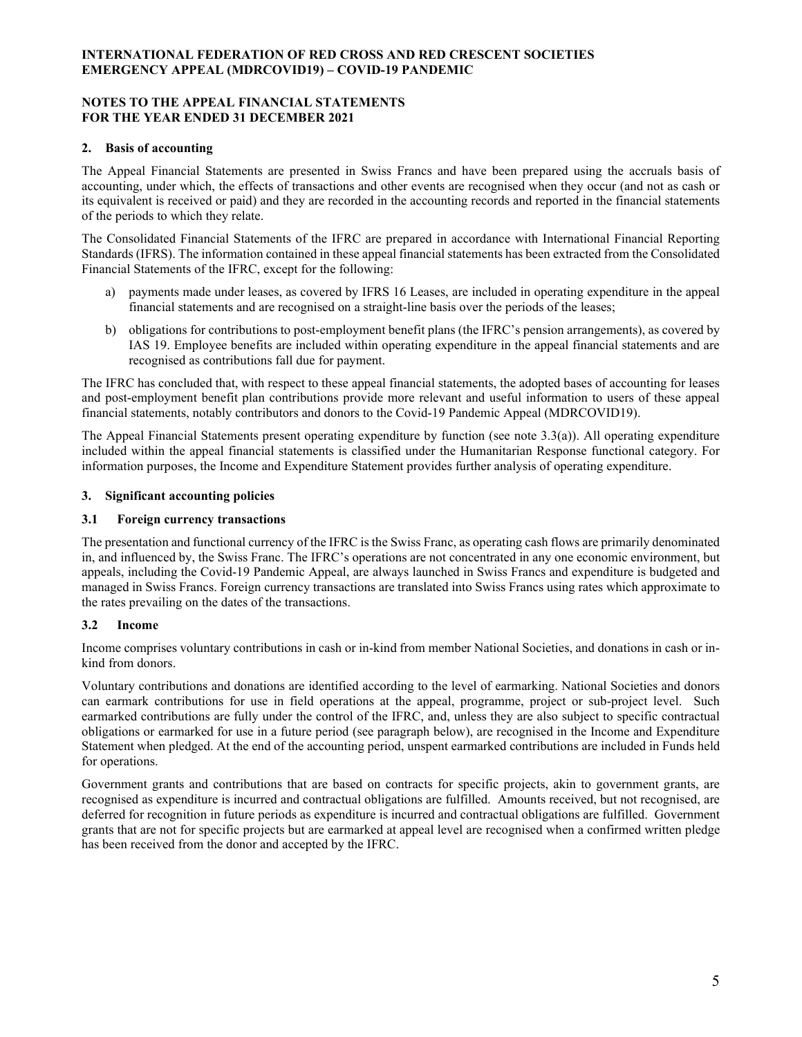## 2. Basis of accounting

The Appeal Financial Statements are presented in Swiss Francs and have been prepared using the accruals basis of accounting, under which, the effects of transactions and other events are recognised when they occur (and not as cash or its equivalent is received or paid) and they are recorded in the accounting records and reported in the financial statements of the periods to which they relate.

The Consolidated Financial Statements of the IFRC are prepared in accordance with International Financial Reporting Standards (IFRS). The information contained in these appeal financial statements has been extracted from the Consolidated Financial Statements of the IFRC, except for the following:

a) payments made under leases, as covered by IFRS 16 Leases, are included in operating expenditure in the appeal financial statements and are recognised on a straight-line basis over the periods of the leases;

b) obligations for contributions to post-employment benefit plans (the IFRC's pension arrangements), as covered by IAS 19. Employee benefits are included within operating expenditure in the appeal financial statements and are recognised as contributions fall due for payment.

The IFRC has concluded that, with respect to these appeal financial statements, the adopted bases of accounting for leases and post-employment benefit plan contributions provide more relevant and useful information to users of these appeal financial statements, notably contributors and donors to the Covid-19 Pandemic Appeal (MDRCOVID19).

The Appeal Financial Statements present operating expenditure by function (see note 3.3(a)). All operating expenditure included within the appeal financial statements is classified under the Humanitarian Response functional category. For information purposes, the Income and Expenditure Statement provides further analysis of operating expenditure.

## 3. Significant accounting policies

### 3.1 Foreign currency transactions

The presentation and functional currency of the IFRC is the Swiss Franc, as operating cash flows are primarily denominated in, and influenced by, the Swiss Franc. The IFRC's operations are not concentrated in any one economic environment, but appeals, including the Covid-19 Pandemic Appeal, are always launched in Swiss Francs and expenditure is budgeted and managed in Swiss Francs. Foreign currency transactions are translated into Swiss Francs using rates which approximate to the rates prevailing on the dates of the transactions.

### 3.2 Income

Income comprises voluntary contributions in cash or in-kind from member National Societies, and donations in cash or in-kind from donors.

Voluntary contributions and donations are identified according to the level of earmarking. National Societies and donors can earmark contributions for use in field operations at the appeal, programme, project or sub-project level. Such earmarked contributions are fully under the control of the IFRC, and, unless they are also subject to specific contractual obligations or earmarked for use in a future period (see paragraph below), are recognised in the Income and Expenditure Statement when pledged. At the end of the accounting period, unspent earmarked contributions are included in Funds held for operations.

Government grants and contributions that are based on contracts for specific projects, akin to government grants, are recognised as expenditure is incurred and contractual obligations are fulfilled. Amounts received, but not recognised, are deferred for recognition in future periods as expenditure is incurred and contractual obligations are fulfilled. Government grants that are not for specific projects but are earmarked at appeal level are recognised when a confirmed written pledge has been received from the donor and accepted by the IFRC.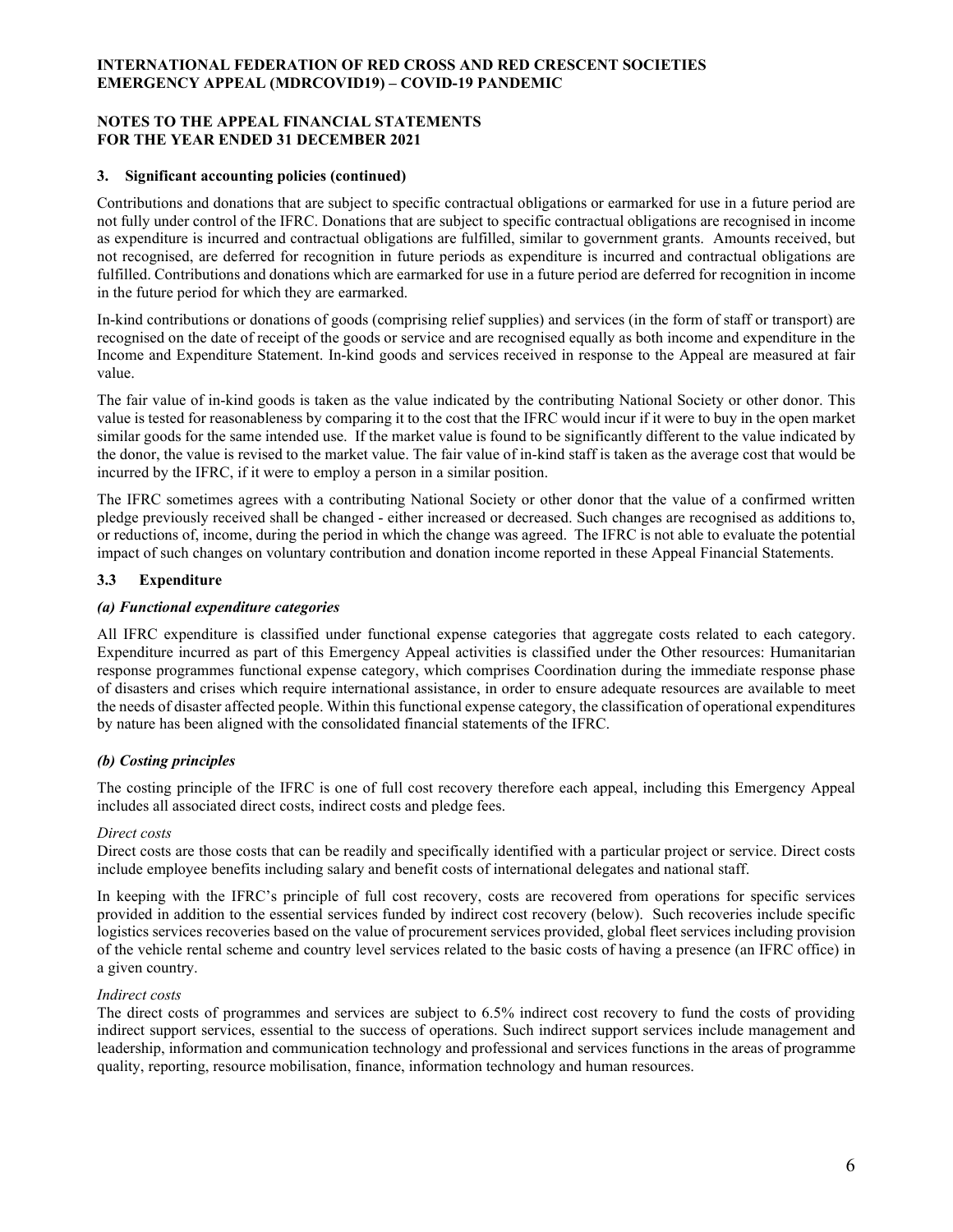### 3. Significant accounting policies (continued)

Contributions and donations that are subject to specific contractual obligations or earmarked for use in a future period are not fully under control of the IFRC. Donations that are subject to specific contractual obligations are recognised in income as expenditure is incurred and contractual obligations are fulfilled, similar to government grants. Amounts received, but not recognised, are deferred for recognition in future periods as expenditure is incurred and contractual obligations are fulfilled. Contributions and donations which are earmarked for use in a future period are deferred for recognition in income in the future period for which they are earmarked.

In-kind contributions or donations of goods (comprising relief supplies) and services (in the form of staff or transport) are recognised on the date of receipt of the goods or service and are recognised equally as both income and expenditure in the Income and Expenditure Statement. In-kind goods and services received in response to the Appeal are measured at fair value.

The fair value of in-kind goods is taken as the value indicated by the contributing National Society or other donor. This value is tested for reasonableness by comparing it to the cost that the IFRC would incur if it were to buy in the open market similar goods for the same intended use. If the market value is found to be significantly different to the value indicated by the donor, the value is revised to the market value. The fair value of in-kind staff is taken as the average cost that would be incurred by the IFRC, if it were to employ a person in a similar position.

The IFRC sometimes agrees with a contributing National Society or other donor that the value of a confirmed written pledge previously received shall be changed - either increased or decreased. Such changes are recognised as additions to, or reductions of, income, during the period in which the change was agreed. The IFRC is not able to evaluate the potential impact of such changes on voluntary contribution and donation income reported in these Appeal Financial Statements.

### 3.3 Expenditure

#### *(a) Functional expenditure categories*

All IFRC expenditure is classified under functional expense categories that aggregate costs related to each category. Expenditure incurred as part of this Emergency Appeal activities is classified under the Other resources: Humanitarian response programmes functional expense category, which comprises Coordination during the immediate response phase of disasters and crises which require international assistance, in order to ensure adequate resources are available to meet the needs of disaster affected people. Within this functional expense category, the classification of operational expenditures by nature has been aligned with the consolidated financial statements of the IFRC.

#### *(b) Costing principles*

The costing principle of the IFRC is one of full cost recovery therefore each appeal, including this Emergency Appeal includes all associated direct costs, indirect costs and pledge fees.

*Direct costs*

Direct costs are those costs that can be readily and specifically identified with a particular project or service. Direct costs include employee benefits including salary and benefit costs of international delegates and national staff.

In keeping with the IFRC's principle of full cost recovery, costs are recovered from operations for specific services provided in addition to the essential services funded by indirect cost recovery (below). Such recoveries include specific logistics services recoveries based on the value of procurement services provided, global fleet services including provision of the vehicle rental scheme and country level services related to the basic costs of having a presence (an IFRC office) in a given country.

*Indirect costs*

The direct costs of programmes and services are subject to 6.5% indirect cost recovery to fund the costs of providing indirect support services, essential to the success of operations. Such indirect support services include management and leadership, information and communication technology and professional and services functions in the areas of programme quality, reporting, resource mobilisation, finance, information technology and human resources.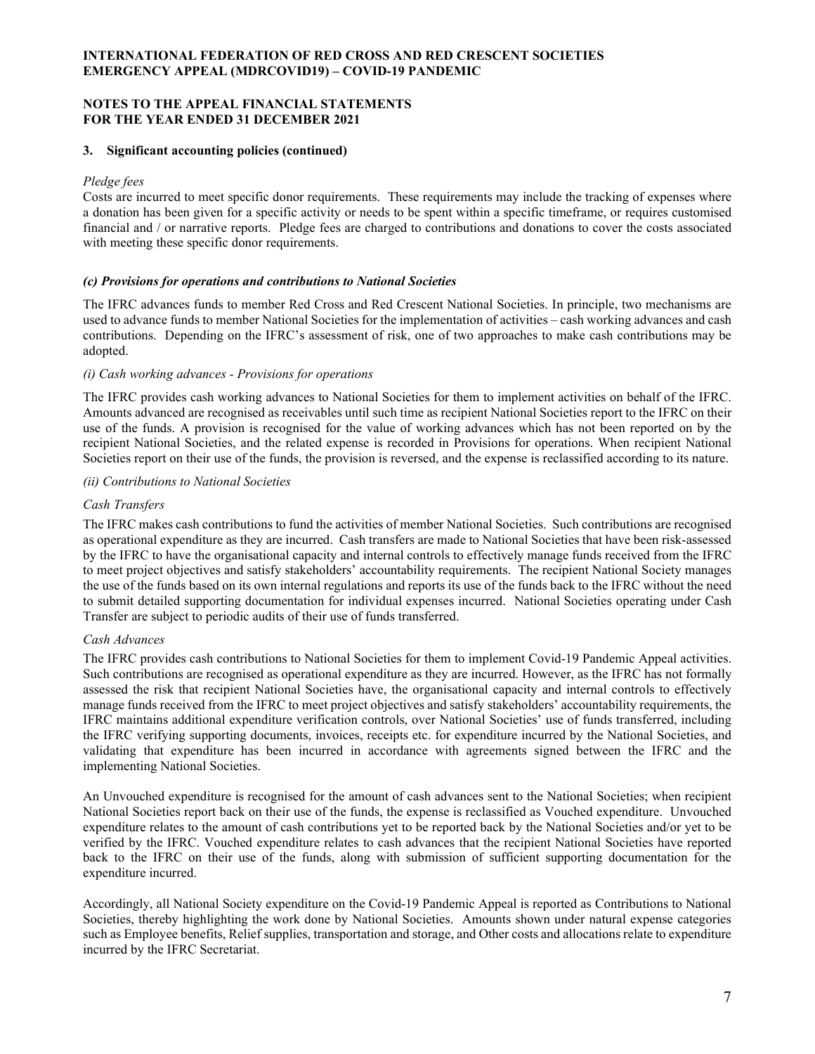**INTERNATIONAL FEDERATION OF RED CROSS AND RED CRESCENT SOCIETIES**
**EMERGENCY APPEAL (MDRCOVID19) – COVID-19 PANDEMIC**

**NOTES TO THE APPEAL FINANCIAL STATEMENTS**
**FOR THE YEAR ENDED 31 DECEMBER 2021**

**3. Significant accounting policies (continued)**

*Pledge fees*

Costs are incurred to meet specific donor requirements. These requirements may include the tracking of expenses where a donation has been given for a specific activity or needs to be spent within a specific timeframe, or requires customised financial and / or narrative reports. Pledge fees are charged to contributions and donations to cover the costs associated with meeting these specific donor requirements.

***(c) Provisions for operations and contributions to National Societies***

The IFRC advances funds to member Red Cross and Red Crescent National Societies. In principle, two mechanisms are used to advance funds to member National Societies for the implementation of activities – cash working advances and cash contributions. Depending on the IFRC's assessment of risk, one of two approaches to make cash contributions may be adopted.

*(i) Cash working advances - Provisions for operations*

The IFRC provides cash working advances to National Societies for them to implement activities on behalf of the IFRC. Amounts advanced are recognised as receivables until such time as recipient National Societies report to the IFRC on their use of the funds. A provision is recognised for the value of working advances which has not been reported on by the recipient National Societies, and the related expense is recorded in Provisions for operations. When recipient National Societies report on their use of the funds, the provision is reversed, and the expense is reclassified according to its nature.

*(ii) Contributions to National Societies*

*Cash Transfers*

The IFRC makes cash contributions to fund the activities of member National Societies. Such contributions are recognised as operational expenditure as they are incurred. Cash transfers are made to National Societies that have been risk-assessed by the IFRC to have the organisational capacity and internal controls to effectively manage funds received from the IFRC to meet project objectives and satisfy stakeholders' accountability requirements. The recipient National Society manages the use of the funds based on its own internal regulations and reports its use of the funds back to the IFRC without the need to submit detailed supporting documentation for individual expenses incurred. National Societies operating under Cash Transfer are subject to periodic audits of their use of funds transferred.

*Cash Advances*

The IFRC provides cash contributions to National Societies for them to implement Covid-19 Pandemic Appeal activities. Such contributions are recognised as operational expenditure as they are incurred. However, as the IFRC has not formally assessed the risk that recipient National Societies have, the organisational capacity and internal controls to effectively manage funds received from the IFRC to meet project objectives and satisfy stakeholders' accountability requirements, the IFRC maintains additional expenditure verification controls, over National Societies' use of funds transferred, including the IFRC verifying supporting documents, invoices, receipts etc. for expenditure incurred by the National Societies, and validating that expenditure has been incurred in accordance with agreements signed between the IFRC and the implementing National Societies.

An Unvouched expenditure is recognised for the amount of cash advances sent to the National Societies; when recipient National Societies report back on their use of the funds, the expense is reclassified as Vouched expenditure. Unvouched expenditure relates to the amount of cash contributions yet to be reported back by the National Societies and/or yet to be verified by the IFRC. Vouched expenditure relates to cash advances that the recipient National Societies have reported back to the IFRC on their use of the funds, along with submission of sufficient supporting documentation for the expenditure incurred.

Accordingly, all National Society expenditure on the Covid-19 Pandemic Appeal is reported as Contributions to National Societies, thereby highlighting the work done by National Societies. Amounts shown under natural expense categories such as Employee benefits, Relief supplies, transportation and storage, and Other costs and allocations relate to expenditure incurred by the IFRC Secretariat.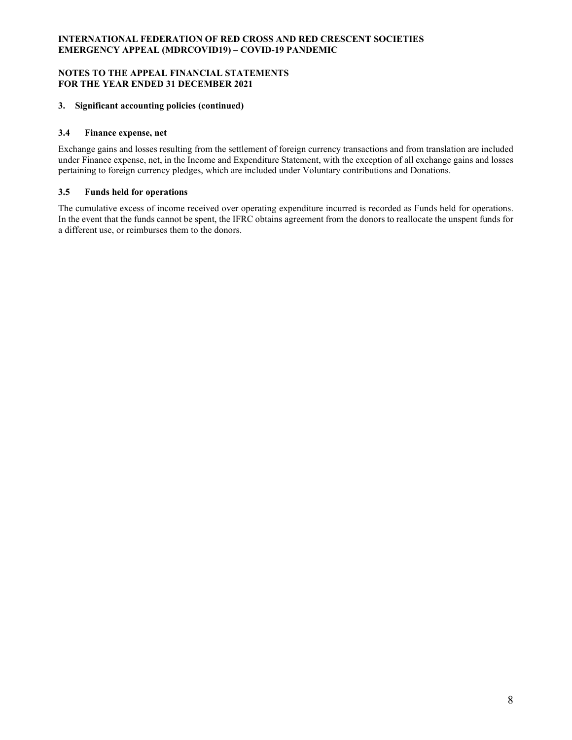### 3. Significant accounting policies (continued)

#### 3.4 Finance expense, net

Exchange gains and losses resulting from the settlement of foreign currency transactions and from translation are included under Finance expense, net, in the Income and Expenditure Statement, with the exception of all exchange gains and losses pertaining to foreign currency pledges, which are included under Voluntary contributions and Donations.

#### 3.5 Funds held for operations

The cumulative excess of income received over operating expenditure incurred is recorded as Funds held for operations. In the event that the funds cannot be spent, the IFRC obtains agreement from the donors to reallocate the unspent funds for a different use, or reimburses them to the donors.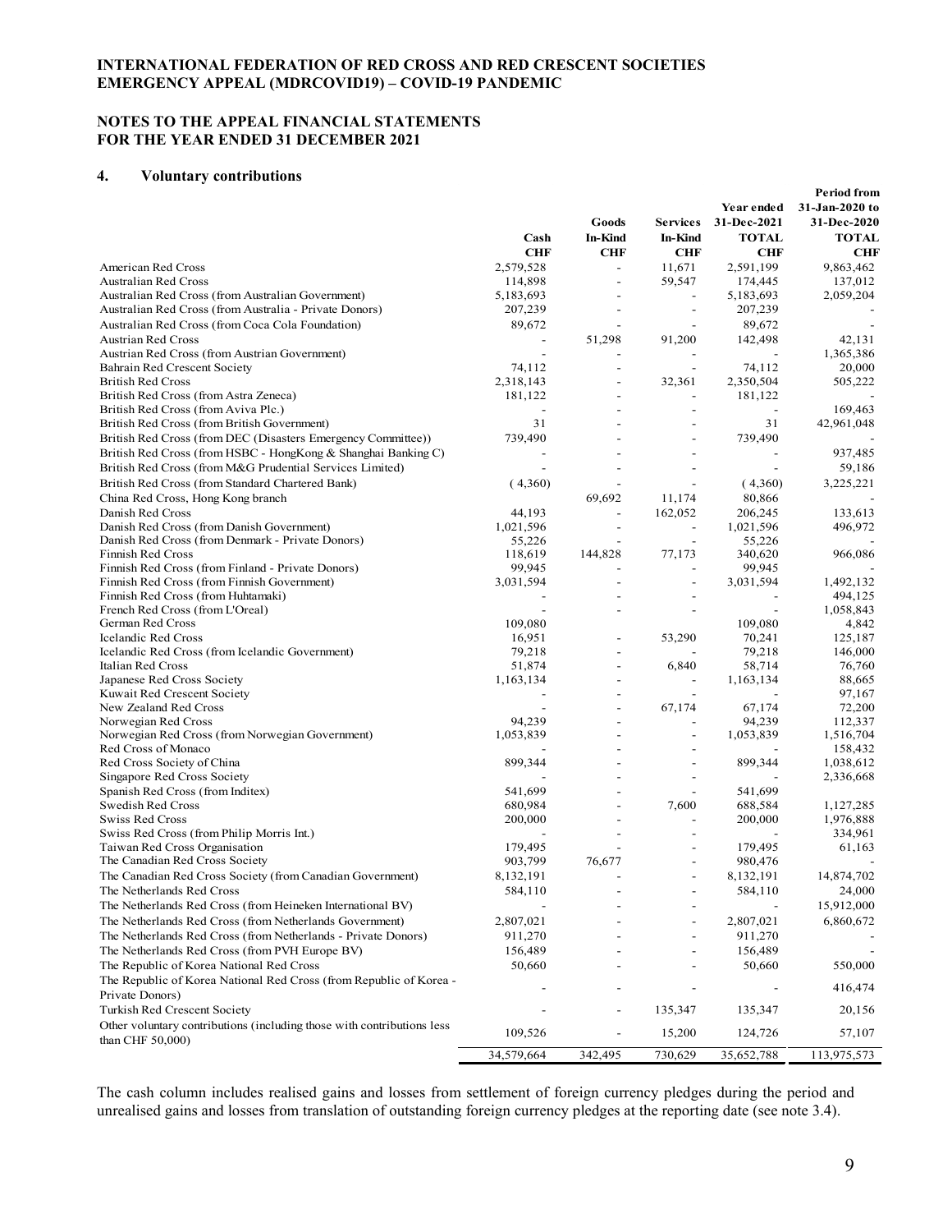## 4. Voluntary contributions

| | Cash | Goods In-Kind | Services In-Kind | Year ended 31-Dec-2021 TOTAL | Period from 31-Jan-2020 to 31-Dec-2020 TOTAL |
|---|---|---|---|---|---|
| | CHF | CHF | CHF | CHF | CHF |
| American Red Cross | 2,579,528 | - | 11,671 | 2,591,199 | 9,863,462 |
| Australian Red Cross | 114,898 | - | 59,547 | 174,445 | 137,012 |
| Australian Red Cross (from Australian Government) | 5,183,693 | - | - | 5,183,693 | 2,059,204 |
| Australian Red Cross (from Australia - Private Donors) | 207,239 | - | - | 207,239 | - |
| Australian Red Cross (from Coca Cola Foundation) | 89,672 | - | - | 89,672 | - |
| Austrian Red Cross | - | 51,298 | 91,200 | 142,498 | 42,131 |
| Austrian Red Cross (from Austrian Government) | - | - | - | - | 1,365,386 |
| Bahrain Red Crescent Society | 74,112 | - | - | 74,112 | 20,000 |
| British Red Cross | 2,318,143 | - | 32,361 | 2,350,504 | 505,222 |
| British Red Cross (from Astra Zeneca) | 181,122 | - | - | 181,122 | - |
| British Red Cross (from Aviva Plc.) | - | - | - | - | 169,463 |
| British Red Cross (from British Government) | 31 | - | - | 31 | 42,961,048 |
| British Red Cross (from DEC (Disasters Emergency Committee)) | 739,490 | - | - | 739,490 | - |
| British Red Cross (from HSBC - HongKong & Shanghai Banking C) | - | - | - | - | 937,485 |
| British Red Cross (from M&G Prudential Services Limited) | - | - | - | - | 59,186 |
| British Red Cross (from Standard Chartered Bank) | (4,360) | - | - | (4,360) | 3,225,221 |
| China Red Cross, Hong Kong branch | | 69,692 | 11,174 | 80,866 | - |
| Danish Red Cross | 44,193 | - | 162,052 | 206,245 | 133,613 |
| Danish Red Cross (from Danish Government) | 1,021,596 | - | - | 1,021,596 | 496,972 |
| Danish Red Cross (from Denmark - Private Donors) | 55,226 | - | - | 55,226 | - |
| Finnish Red Cross | 118,619 | 144,828 | 77,173 | 340,620 | 966,086 |
| Finnish Red Cross (from Finland - Private Donors) | 99,945 | - | - | 99,945 | - |
| Finnish Red Cross (from Finnish Government) | 3,031,594 | - | - | 3,031,594 | 1,492,132 |
| Finnish Red Cross (from Huhtamaki) | - | - | - | - | 494,125 |
| French Red Cross (from L'Oreal) | - | - | - | - | 1,058,843 |
| German Red Cross | 109,080 | | | 109,080 | 4,842 |
| Icelandic Red Cross | 16,951 | - | 53,290 | 70,241 | 125,187 |
| Icelandic Red Cross (from Icelandic Government) | 79,218 | - | - | 79,218 | 146,000 |
| Italian Red Cross | 51,874 | - | 6,840 | 58,714 | 76,760 |
| Japanese Red Cross Society | 1,163,134 | - | - | 1,163,134 | 88,665 |
| Kuwait Red Crescent Society | - | - | - | - | 97,167 |
| New Zealand Red Cross | - | - | 67,174 | 67,174 | 72,200 |
| Norwegian Red Cross | 94,239 | - | - | 94,239 | 112,337 |
| Norwegian Red Cross (from Norwegian Government) | 1,053,839 | - | - | 1,053,839 | 1,516,704 |
| Red Cross of Monaco | - | - | - | - | 158,432 |
| Red Cross Society of China | 899,344 | - | - | 899,344 | 1,038,612 |
| Singapore Red Cross Society | - | - | - | - | 2,336,668 |
| Spanish Red Cross (from Inditex) | 541,699 | - | - | 541,699 | |
| Swedish Red Cross | 680,984 | - | 7,600 | 688,584 | 1,127,285 |
| Swiss Red Cross | 200,000 | - | - | 200,000 | 1,976,888 |
| Swiss Red Cross (from Philip Morris Int.) | - | - | - | - | 334,961 |
| Taiwan Red Cross Organisation | 179,495 | - | - | 179,495 | 61,163 |
| The Canadian Red Cross Society | 903,799 | 76,677 | - | 980,476 | - |
| The Canadian Red Cross Society (from Canadian Government) | 8,132,191 | - | - | 8,132,191 | 14,874,702 |
| The Netherlands Red Cross | 584,110 | - | - | 584,110 | 24,000 |
| The Netherlands Red Cross (from Heineken International BV) | - | - | - | - | 15,912,000 |
| The Netherlands Red Cross (from Netherlands Government) | 2,807,021 | - | - | 2,807,021 | 6,860,672 |
| The Netherlands Red Cross (from Netherlands - Private Donors) | 911,270 | - | - | 911,270 | - |
| The Netherlands Red Cross (from PVH Europe BV) | 156,489 | - | - | 156,489 | - |
| The Republic of Korea National Red Cross | 50,660 | - | - | 50,660 | 550,000 |
| The Republic of Korea National Red Cross (from Republic of Korea - Private Donors) | - | - | - | - | 416,474 |
| Turkish Red Crescent Society | - | - | 135,347 | 135,347 | 20,156 |
| Other voluntary contributions (including those with contributions less than CHF 50,000) | 109,526 | - | 15,200 | 124,726 | 57,107 |
| | 34,579,664 | 342,495 | 730,629 | 35,652,788 | 113,975,573 |

The cash column includes realised gains and losses from settlement of foreign currency pledges during the period and unrealised gains and losses from translation of outstanding foreign currency pledges at the reporting date (see note 3.4).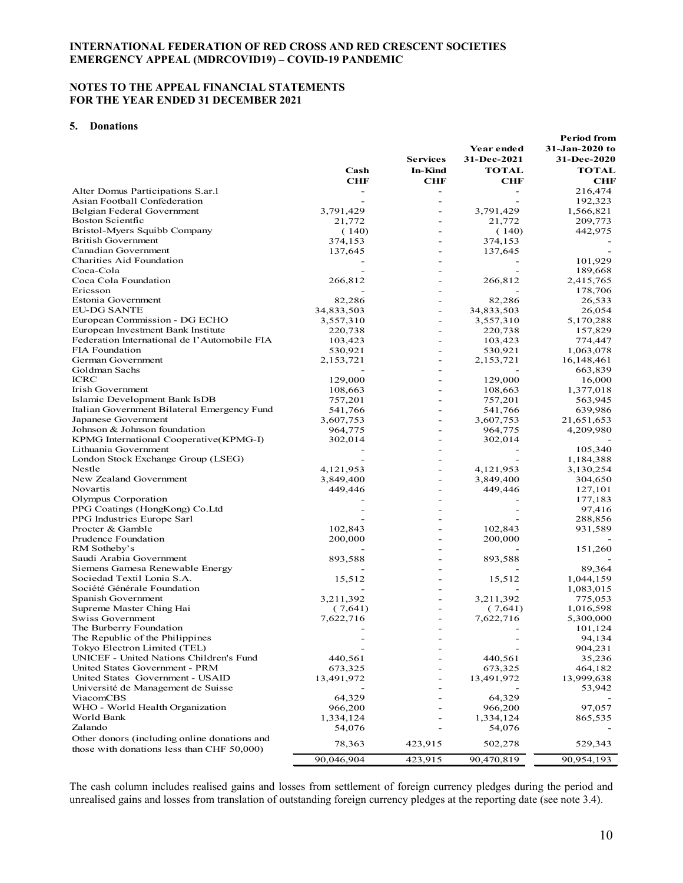## 5. Donations

| | Cash | Services In-Kind | Year ended 31-Dec-2021 TOTAL | Period from 31-Jan-2020 to 31-Dec-2020 TOTAL |
|---|---|---|---|---|
| | CHF | CHF | CHF | CHF |
| Alter Domus Participations S.ar.l | - | - | - | 216,474 |
| Asian Football Confederation | - | - | - | 192,323 |
| Belgian Federal Government | 3,791,429 | - | 3,791,429 | 1,566,821 |
| Boston Scientfic | 21,772 | - | 21,772 | 209,773 |
| Bristol-Myers Squibb Company | ( 140) | - | ( 140) | 442,975 |
| British Government | 374,153 | - | 374,153 | - |
| Canadian Government | 137,645 | - | 137,645 | - |
| Charities Aid Foundation | - | - | - | 101,929 |
| Coca-Cola | - | - | - | 189,668 |
| Coca Cola Foundation | 266,812 | - | 266,812 | 2,415,765 |
| Ericsson | - | - | - | 178,706 |
| Estonia Government | 82,286 | - | 82,286 | 26,533 |
| EU-DG SANTE | 34,833,503 | - | 34,833,503 | 26,054 |
| European Commission - DG ECHO | 3,557,310 | - | 3,557,310 | 5,170,288 |
| European Investment Bank Institute | 220,738 | - | 220,738 | 157,829 |
| Federation International de l'Automobile FIA | 103,423 | - | 103,423 | 774,447 |
| FIA Foundation | 530,921 | - | 530,921 | 1,063,078 |
| German Government | 2,153,721 | - | 2,153,721 | 16,148,461 |
| Goldman Sachs | - | - | - | 663,839 |
| ICRC | 129,000 | - | 129,000 | 16,000 |
| Irish Government | 108,663 | - | 108,663 | 1,377,018 |
| Islamic Development Bank IsDB | 757,201 | - | 757,201 | 563,945 |
| Italian Government Bilateral Emergency Fund | 541,766 | - | 541,766 | 639,986 |
| Japanese Government | 3,607,753 | - | 3,607,753 | 21,651,653 |
| Johnson & Johnson foundation | 964,775 | - | 964,775 | 4,209,980 |
| KPMG International Cooperative(KPMG-I) | 302,014 | - | 302,014 | - |
| Lithuania Government | - | - | - | 105,340 |
| London Stock Exchange Group (LSEG) | - | - | - | 1,184,388 |
| Nestle | 4,121,953 | - | 4,121,953 | 3,130,254 |
| New Zealand Government | 3,849,400 | - | 3,849,400 | 304,650 |
| Novartis | 449,446 | - | 449,446 | 127,101 |
| Olympus Corporation | - | - | - | 177,183 |
| PPG Coatings (HongKong) Co.Ltd | - | - | - | 97,416 |
| PPG Industries Europe Sarl | - | - | - | 288,856 |
| Procter & Gamble | 102,843 | - | 102,843 | 931,589 |
| Prudence Foundation | 200,000 | - | 200,000 | - |
| RM Sotheby's | - | - | - | 151,260 |
| Saudi Arabia Government | 893,588 | - | 893,588 | - |
| Siemens Gamesa Renewable Energy | - | - | - | 89,364 |
| Sociedad Textil Lonia S.A. | 15,512 | - | 15,512 | 1,044,159 |
| Société Générale Foundation | - | - | - | 1,083,015 |
| Spanish Government | 3,211,392 | - | 3,211,392 | 775,053 |
| Supreme Master Ching Hai | ( 7,641) | - | ( 7,641) | 1,016,598 |
| Swiss Government | 7,622,716 | - | 7,622,716 | 5,300,000 |
| The Burberry Foundation | - | - | - | 101,124 |
| The Republic of the Philippines | - | - | - | 94,134 |
| Tokyo Electron Limited (TEL) | - | - | - | 904,231 |
| UNICEF - United Nations Children's Fund | 440,561 | - | 440,561 | 35,236 |
| United States Government - PRM | 673,325 | - | 673,325 | 464,182 |
| United States Government - USAID | 13,491,972 | - | 13,491,972 | 13,999,638 |
| Université de Management de Suisse | - | - | - | 53,942 |
| ViacomCBS | 64,329 | - | 64,329 | - |
| WHO - World Health Organization | 966,200 | - | 966,200 | 97,057 |
| World Bank | 1,334,124 | - | 1,334,124 | 865,535 |
| Zalando | 54,076 | - | 54,076 | - |
| Other donors (including online donations and those with donations less than CHF 50,000) | 78,363 | 423,915 | 502,278 | 529,343 |
| | 90,046,904 | 423,915 | 90,470,819 | 90,954,193 |

The cash column includes realised gains and losses from settlement of foreign currency pledges during the period and unrealised gains and losses from translation of outstanding foreign currency pledges at the reporting date (see note 3.4).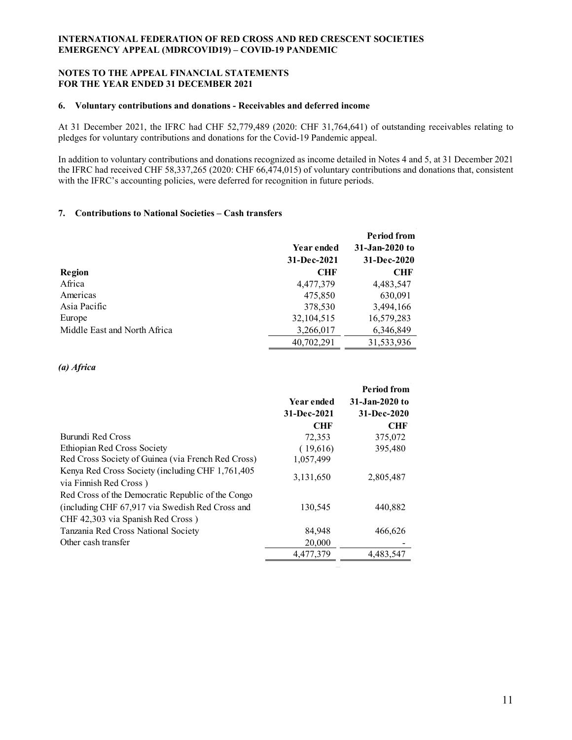INTERNATIONAL FEDERATION OF RED CROSS AND RED CRESCENT SOCIETIES
EMERGENCY APPEAL (MDRCOVID19) – COVID-19 PANDEMIC

NOTES TO THE APPEAL FINANCIAL STATEMENTS
FOR THE YEAR ENDED 31 DECEMBER 2021

### 6. Voluntary contributions and donations - Receivables and deferred income

At 31 December 2021, the IFRC had CHF 52,779,489 (2020: CHF 31,764,641) of outstanding receivables relating to pledges for voluntary contributions and donations for the Covid-19 Pandemic appeal.

In addition to voluntary contributions and donations recognized as income detailed in Notes 4 and 5, at 31 December 2021 the IFRC had received CHF 58,337,265 (2020: CHF 66,474,015) of voluntary contributions and donations that, consistent with the IFRC's accounting policies, were deferred for recognition in future periods.

### 7. Contributions to National Societies – Cash transfers

| Region | Year ended 31-Dec-2021 CHF | Period from 31-Jan-2020 to 31-Dec-2020 CHF |
|---|---|---|
| Africa | 4,477,379 | 4,483,547 |
| Americas | 475,850 | 630,091 |
| Asia Pacific | 378,530 | 3,494,166 |
| Europe | 32,104,515 | 16,579,283 |
| Middle East and North Africa | 3,266,017 | 6,346,849 |
| | 40,702,291 | 31,533,936 |

*(a) Africa*

| | Year ended 31-Dec-2021 CHF | Period from 31-Jan-2020 to 31-Dec-2020 CHF |
|---|---|---|
| Burundi Red Cross | 72,353 | 375,072 |
| Ethiopian Red Cross Society | ( 19,616) | 395,480 |
| Red Cross Society of Guinea (via French Red Cross) | 1,057,499 | |
| Kenya Red Cross Society (including CHF 1,761,405 via Finnish Red Cross ) | 3,131,650 | 2,805,487 |
| Red Cross of the Democratic Republic of the Congo (including CHF 67,917 via Swedish Red Cross and CHF 42,303 via Spanish Red Cross ) | 130,545 | 440,882 |
| Tanzania Red Cross National Society | 84,948 | 466,626 |
| Other cash transfer | 20,000 | - |
| | 4,477,379 | 4,483,547 |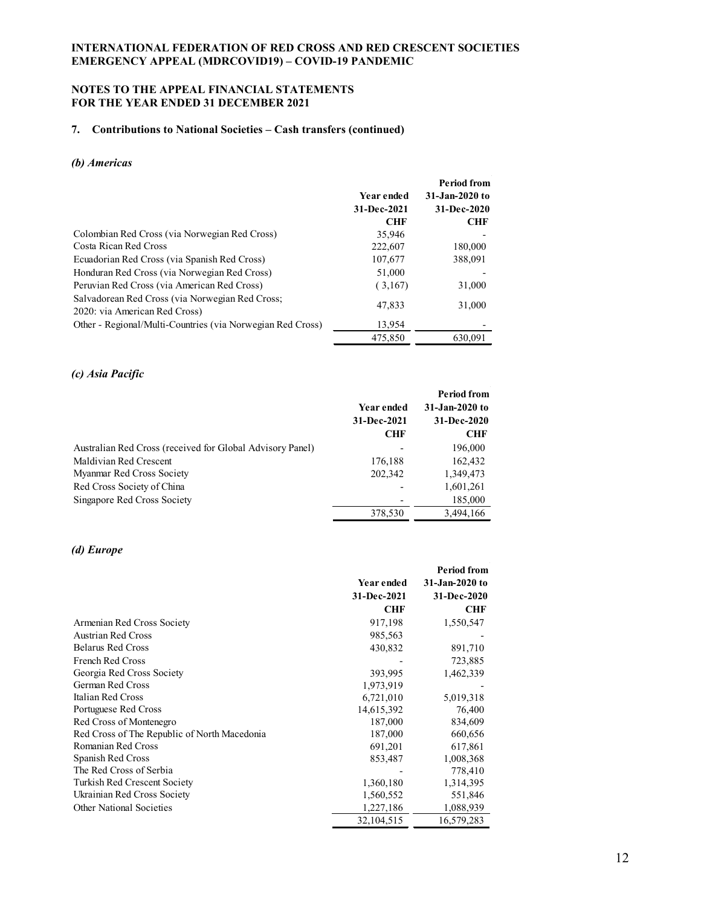INTERNATIONAL FEDERATION OF RED CROSS AND RED CRESCENT SOCIETIES
EMERGENCY APPEAL (MDRCOVID19) – COVID-19 PANDEMIC

NOTES TO THE APPEAL FINANCIAL STATEMENTS
FOR THE YEAR ENDED 31 DECEMBER 2021

## 7. Contributions to National Societies – Cash transfers (continued)

### *(b) Americas*

| | Year ended 31-Dec-2021 CHF | Period from 31-Jan-2020 to 31-Dec-2020 CHF |
|---|---|---|
| Colombian Red Cross (via Norwegian Red Cross) | 35,946 | - |
| Costa Rican Red Cross | 222,607 | 180,000 |
| Ecuadorian Red Cross (via Spanish Red Cross) | 107,677 | 388,091 |
| Honduran Red Cross (via Norwegian Red Cross) | 51,000 | - |
| Peruvian Red Cross (via American Red Cross) | ( 3,167) | 31,000 |
| Salvadorean Red Cross (via Norwegian Red Cross; 2020: via American Red Cross) | 47,833 | 31,000 |
| Other - Regional/Multi-Countries (via Norwegian Red Cross) | 13,954 | - |
| | 475,850 | 630,091 |

### *(c) Asia Pacific*

| | Year ended 31-Dec-2021 CHF | Period from 31-Jan-2020 to 31-Dec-2020 CHF |
|---|---|---|
| Australian Red Cross (received for Global Advisory Panel) | - | 196,000 |
| Maldivian Red Crescent | 176,188 | 162,432 |
| Myanmar Red Cross Society | 202,342 | 1,349,473 |
| Red Cross Society of China | - | 1,601,261 |
| Singapore Red Cross Society | - | 185,000 |
| | 378,530 | 3,494,166 |

### *(d) Europe*

| | Year ended 31-Dec-2021 CHF | Period from 31-Jan-2020 to 31-Dec-2020 CHF |
|---|---|---|
| Armenian Red Cross Society | 917,198 | 1,550,547 |
| Austrian Red Cross | 985,563 | - |
| Belarus Red Cross | 430,832 | 891,710 |
| French Red Cross | - | 723,885 |
| Georgia Red Cross Society | 393,995 | 1,462,339 |
| German Red Cross | 1,973,919 | - |
| Italian Red Cross | 6,721,010 | 5,019,318 |
| Portuguese Red Cross | 14,615,392 | 76,400 |
| Red Cross of Montenegro | 187,000 | 834,609 |
| Red Cross of The Republic of North Macedonia | 187,000 | 660,656 |
| Romanian Red Cross | 691,201 | 617,861 |
| Spanish Red Cross | 853,487 | 1,008,368 |
| The Red Cross of Serbia | - | 778,410 |
| Turkish Red Crescent Society | 1,360,180 | 1,314,395 |
| Ukrainian Red Cross Society | 1,560,552 | 551,846 |
| Other National Societies | 1,227,186 | 1,088,939 |
| | 32,104,515 | 16,579,283 |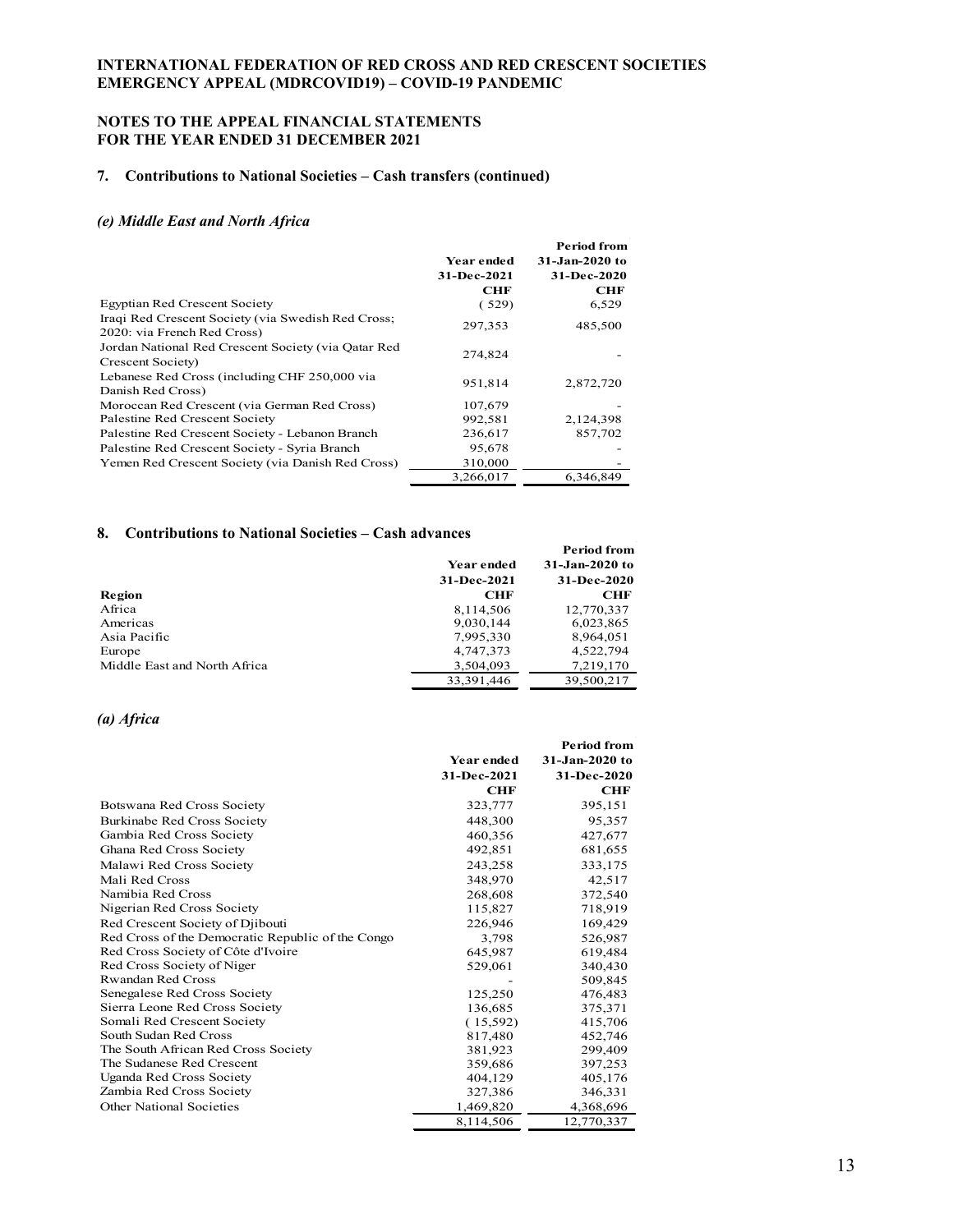## 7. Contributions to National Societies – Cash transfers (continued)

### *(e) Middle East and North Africa*

| | Year ended 31-Dec-2021 CHF | Period from 31-Jan-2020 to 31-Dec-2020 CHF |
|---|---|---|
| Egyptian Red Crescent Society | ( 529) | 6,529 |
| Iraqi Red Crescent Society (via Swedish Red Cross; 2020: via French Red Cross) | 297,353 | 485,500 |
| Jordan National Red Crescent Society (via Qatar Red Crescent Society) | 274,824 | - |
| Lebanese Red Cross (including CHF 250,000 via Danish Red Cross) | 951,814 | 2,872,720 |
| Moroccan Red Crescent (via German Red Cross) | 107,679 | - |
| Palestine Red Crescent Society | 992,581 | 2,124,398 |
| Palestine Red Crescent Society - Lebanon Branch | 236,617 | 857,702 |
| Palestine Red Crescent Society - Syria Branch | 95,678 | - |
| Yemen Red Crescent Society (via Danish Red Cross) | 310,000 | - |
| | 3,266,017 | 6,346,849 |

## 8. Contributions to National Societies – Cash advances

| Region | Year ended 31-Dec-2021 CHF | Period from 31-Jan-2020 to 31-Dec-2020 CHF |
|---|---|---|
| Africa | 8,114,506 | 12,770,337 |
| Americas | 9,030,144 | 6,023,865 |
| Asia Pacific | 7,995,330 | 8,964,051 |
| Europe | 4,747,373 | 4,522,794 |
| Middle East and North Africa | 3,504,093 | 7,219,170 |
| | 33,391,446 | 39,500,217 |

### *(a) Africa*

| | Year ended 31-Dec-2021 CHF | Period from 31-Jan-2020 to 31-Dec-2020 CHF |
|---|---|---|
| Botswana Red Cross Society | 323,777 | 395,151 |
| Burkinabe Red Cross Society | 448,300 | 95,357 |
| Gambia Red Cross Society | 460,356 | 427,677 |
| Ghana Red Cross Society | 492,851 | 681,655 |
| Malawi Red Cross Society | 243,258 | 333,175 |
| Mali Red Cross | 348,970 | 42,517 |
| Namibia Red Cross | 268,608 | 372,540 |
| Nigerian Red Cross Society | 115,827 | 718,919 |
| Red Crescent Society of Djibouti | 226,946 | 169,429 |
| Red Cross of the Democratic Republic of the Congo | 3,798 | 526,987 |
| Red Cross Society of Côte d'Ivoire | 645,987 | 619,484 |
| Red Cross Society of Niger | 529,061 | 340,430 |
| Rwandan Red Cross | - | 509,845 |
| Senegalese Red Cross Society | 125,250 | 476,483 |
| Sierra Leone Red Cross Society | 136,685 | 375,371 |
| Somali Red Crescent Society | ( 15,592) | 415,706 |
| South Sudan Red Cross | 817,480 | 452,746 |
| The South African Red Cross Society | 381,923 | 299,409 |
| The Sudanese Red Crescent | 359,686 | 397,253 |
| Uganda Red Cross Society | 404,129 | 405,176 |
| Zambia Red Cross Society | 327,386 | 346,331 |
| Other National Societies | 1,469,820 | 4,368,696 |
| | 8,114,506 | 12,770,337 |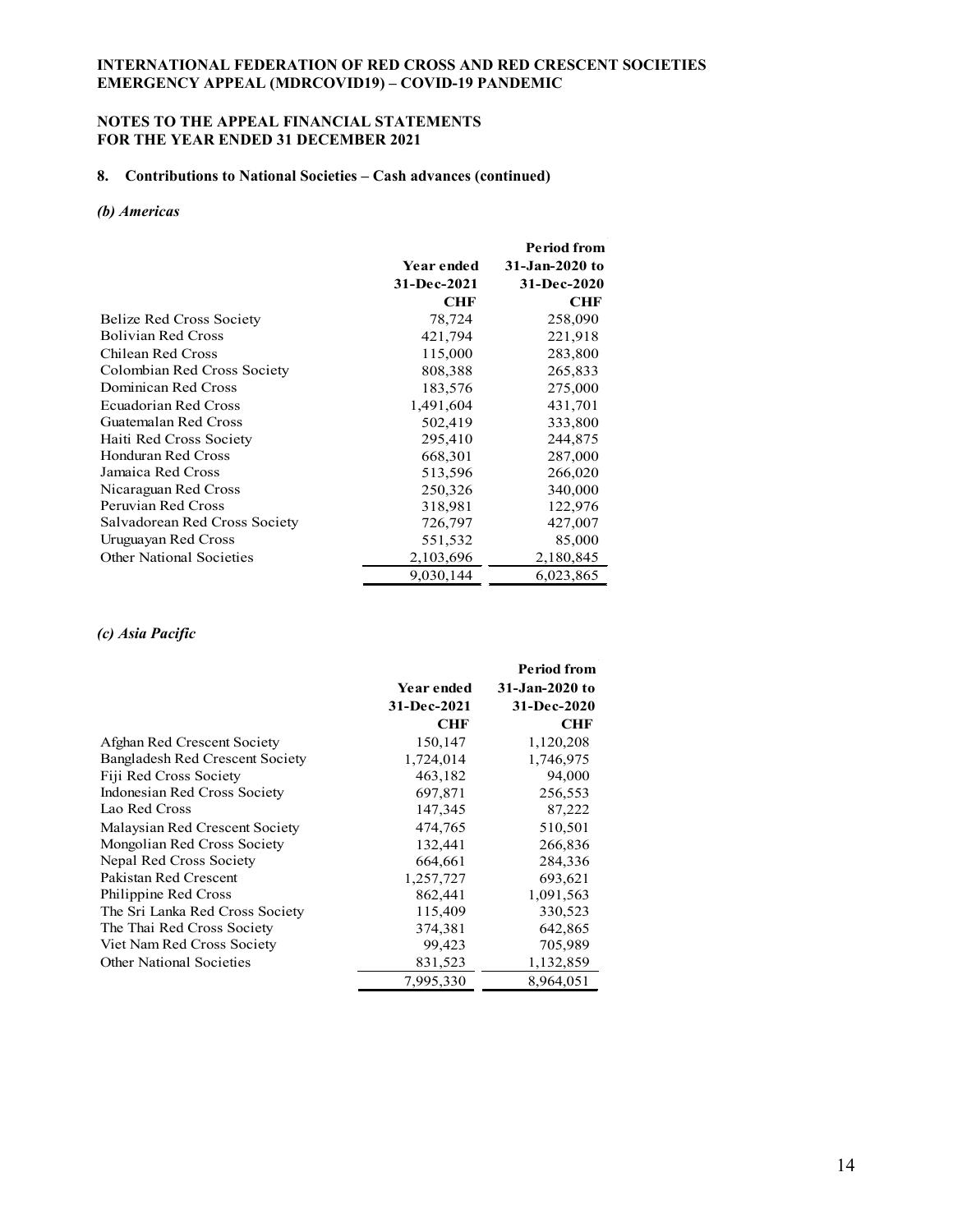**INTERNATIONAL FEDERATION OF RED CROSS AND RED CRESCENT SOCIETIES**
**EMERGENCY APPEAL (MDRCOVID19) – COVID-19 PANDEMIC**

**NOTES TO THE APPEAL FINANCIAL STATEMENTS**
**FOR THE YEAR ENDED 31 DECEMBER 2021**

### 8. Contributions to National Societies – Cash advances (continued)

#### *(b) Americas*

| | Year ended 31-Dec-2021 CHF | Period from 31-Jan-2020 to 31-Dec-2020 CHF |
|---|---|---|
| Belize Red Cross Society | 78,724 | 258,090 |
| Bolivian Red Cross | 421,794 | 221,918 |
| Chilean Red Cross | 115,000 | 283,800 |
| Colombian Red Cross Society | 808,388 | 265,833 |
| Dominican Red Cross | 183,576 | 275,000 |
| Ecuadorian Red Cross | 1,491,604 | 431,701 |
| Guatemalan Red Cross | 502,419 | 333,800 |
| Haiti Red Cross Society | 295,410 | 244,875 |
| Honduran Red Cross | 668,301 | 287,000 |
| Jamaica Red Cross | 513,596 | 266,020 |
| Nicaraguan Red Cross | 250,326 | 340,000 |
| Peruvian Red Cross | 318,981 | 122,976 |
| Salvadorean Red Cross Society | 726,797 | 427,007 |
| Uruguayan Red Cross | 551,532 | 85,000 |
| Other National Societies | 2,103,696 | 2,180,845 |
| | 9,030,144 | 6,023,865 |

#### *(c) Asia Pacific*

| | Year ended 31-Dec-2021 CHF | Period from 31-Jan-2020 to 31-Dec-2020 CHF |
|---|---|---|
| Afghan Red Crescent Society | 150,147 | 1,120,208 |
| Bangladesh Red Crescent Society | 1,724,014 | 1,746,975 |
| Fiji Red Cross Society | 463,182 | 94,000 |
| Indonesian Red Cross Society | 697,871 | 256,553 |
| Lao Red Cross | 147,345 | 87,222 |
| Malaysian Red Crescent Society | 474,765 | 510,501 |
| Mongolian Red Cross Society | 132,441 | 266,836 |
| Nepal Red Cross Society | 664,661 | 284,336 |
| Pakistan Red Crescent | 1,257,727 | 693,621 |
| Philippine Red Cross | 862,441 | 1,091,563 |
| The Sri Lanka Red Cross Society | 115,409 | 330,523 |
| The Thai Red Cross Society | 374,381 | 642,865 |
| Viet Nam Red Cross Society | 99,423 | 705,989 |
| Other National Societies | 831,523 | 1,132,859 |
| | 7,995,330 | 8,964,051 |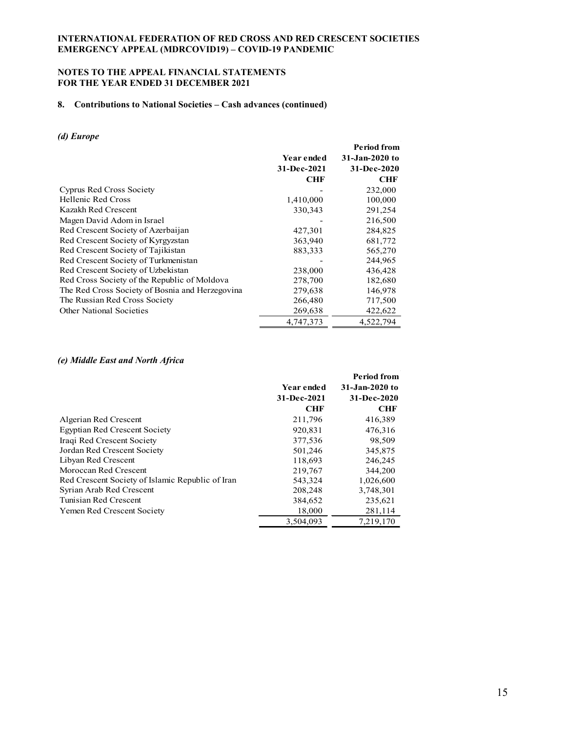**INTERNATIONAL FEDERATION OF RED CROSS AND RED CRESCENT SOCIETIES**
**EMERGENCY APPEAL (MDRCOVID19) – COVID-19 PANDEMIC**

**NOTES TO THE APPEAL FINANCIAL STATEMENTS**
**FOR THE YEAR ENDED 31 DECEMBER 2021**

## 8. Contributions to National Societies – Cash advances (continued)

### *(d) Europe*

| | Year ended 31-Dec-2021 CHF | Period from 31-Jan-2020 to 31-Dec-2020 CHF |
|---|---|---|
| Cyprus Red Cross Society | - | 232,000 |
| Hellenic Red Cross | 1,410,000 | 100,000 |
| Kazakh Red Crescent | 330,343 | 291,254 |
| Magen David Adom in Israel | - | 216,500 |
| Red Crescent Society of Azerbaijan | 427,301 | 284,825 |
| Red Crescent Society of Kyrgyzstan | 363,940 | 681,772 |
| Red Crescent Society of Tajikistan | 883,333 | 565,270 |
| Red Crescent Society of Turkmenistan | - | 244,965 |
| Red Crescent Society of Uzbekistan | 238,000 | 436,428 |
| Red Cross Society of the Republic of Moldova | 278,700 | 182,680 |
| The Red Cross Society of Bosnia and Herzegovina | 279,638 | 146,978 |
| The Russian Red Cross Society | 266,480 | 717,500 |
| Other National Societies | 269,638 | 422,622 |
| | 4,747,373 | 4,522,794 |

### *(e) Middle East and North Africa*

| | Year ended 31-Dec-2021 CHF | Period from 31-Jan-2020 to 31-Dec-2020 CHF |
|---|---|---|
| Algerian Red Crescent | 211,796 | 416,389 |
| Egyptian Red Crescent Society | 920,831 | 476,316 |
| Iraqi Red Crescent Society | 377,536 | 98,509 |
| Jordan Red Crescent Society | 501,246 | 345,875 |
| Libyan Red Crescent | 118,693 | 246,245 |
| Moroccan Red Crescent | 219,767 | 344,200 |
| Red Crescent Society of Islamic Republic of Iran | 543,324 | 1,026,600 |
| Syrian Arab Red Crescent | 208,248 | 3,748,301 |
| Tunisian Red Crescent | 384,652 | 235,621 |
| Yemen Red Crescent Society | 18,000 | 281,114 |
| | 3,504,093 | 7,219,170 |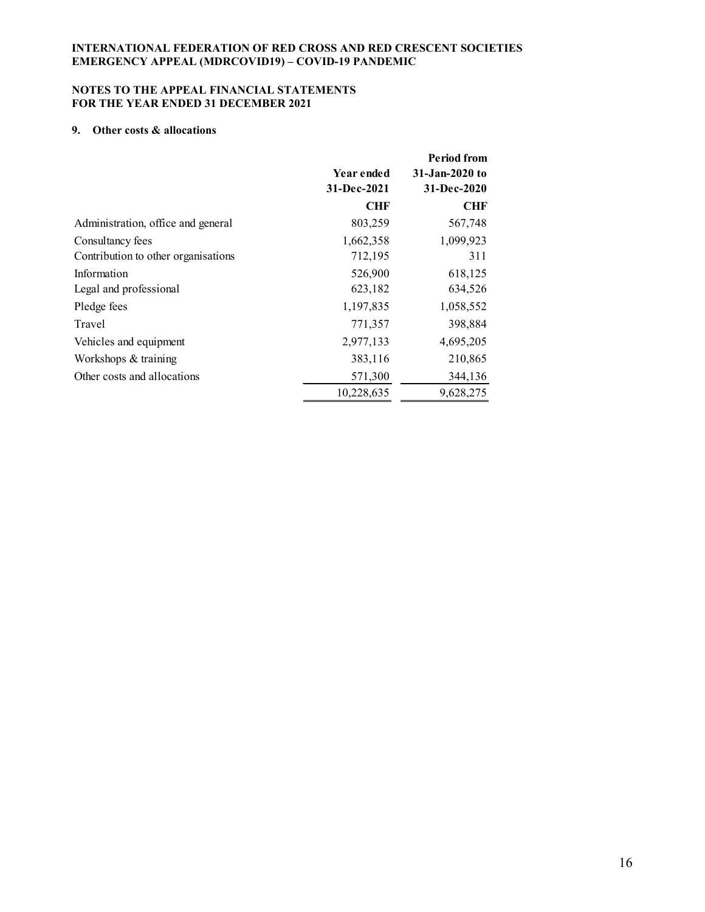**INTERNATIONAL FEDERATION OF RED CROSS AND RED CRESCENT SOCIETIES**
**EMERGENCY APPEAL (MDRCOVID19) – COVID-19 PANDEMIC**

**NOTES TO THE APPEAL FINANCIAL STATEMENTS**
**FOR THE YEAR ENDED 31 DECEMBER 2021**

### 9. Other costs & allocations

| | Year ended 31-Dec-2021 | Period from 31-Jan-2020 to 31-Dec-2020 |
|---|---|---|
| | CHF | CHF |
| Administration, office and general | 803,259 | 567,748 |
| Consultancy fees | 1,662,358 | 1,099,923 |
| Contribution to other organisations | 712,195 | 311 |
| Information | 526,900 | 618,125 |
| Legal and professional | 623,182 | 634,526 |
| Pledge fees | 1,197,835 | 1,058,552 |
| Travel | 771,357 | 398,884 |
| Vehicles and equipment | 2,977,133 | 4,695,205 |
| Workshops & training | 383,116 | 210,865 |
| Other costs and allocations | 571,300 | 344,136 |
| | 10,228,635 | 9,628,275 |